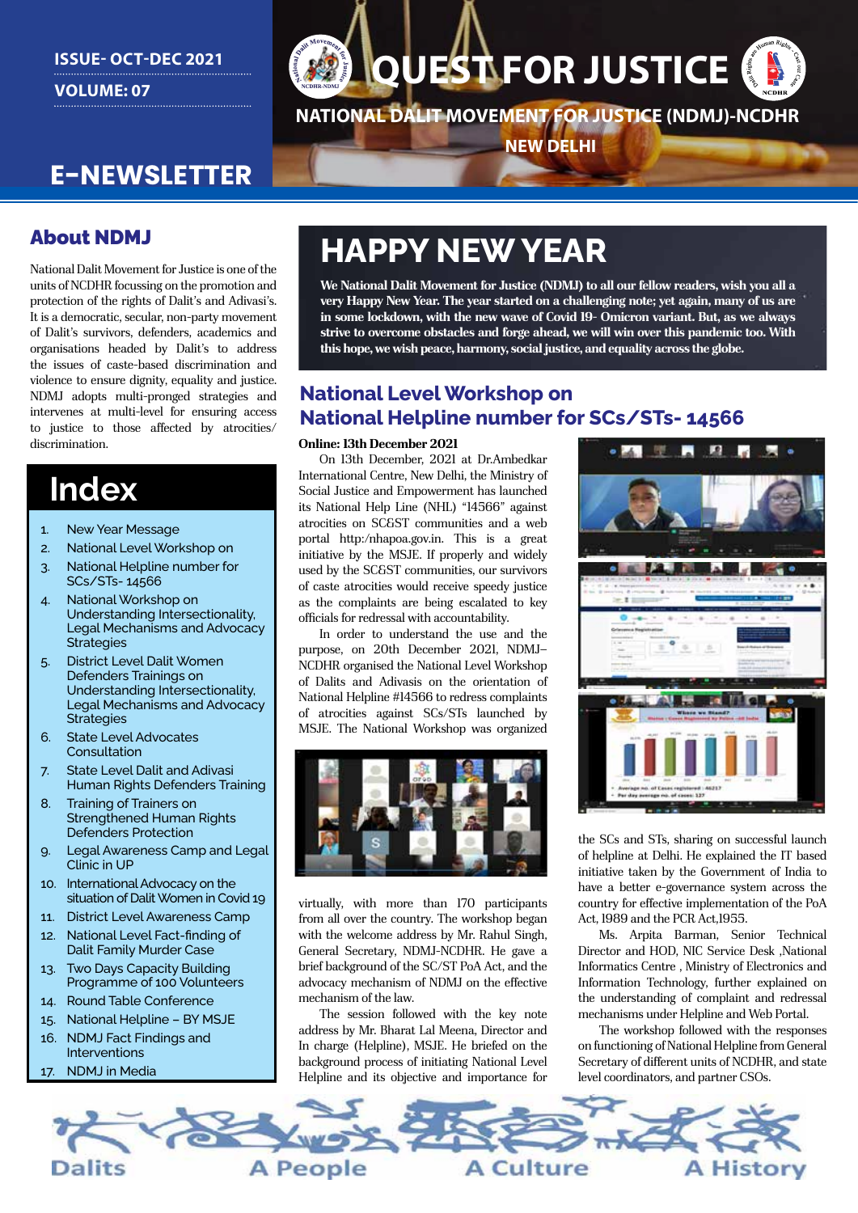ISSUE- OCT-DEC 2021

VOLUME: 07

# E-NEWSLETTER

# QUEST FOR JUSTICE

NATIONAL DALIT MOVEMENT FOR JUSTICE (NDMJ)-NCDHR

NEW DELHI

## About NDMJ

National Dalit Movement for Justice is one of the units of NCDHR focussing on the promotion and protection of the rights of Dalit's and Adivasi's. It is a democratic, secular, non-party movement of Dalit's survivors, defenders, academics and organisations headed by Dalit's to address the issues of caste-based discrimination and violence to ensure dignity, equality and justice. NDMJ adopts multi-pronged strategies and intervenes at multi-level for ensuring access to justice to those affected by atrocities/ discrimination.

## Index

1. New Year Message
2. National Level Workshop on
3. National Helpline number for SCs/STs- 14566
4. National Workshop on Understanding Intersectionality, Legal Mechanisms and Advocacy Strategies
5. District Level Dalit Women Defenders Trainings on Understanding Intersectionality, Legal Mechanisms and Advocacy Strategies
6. State Level Advocates Consultation
7. State Level Dalit and Adivasi Human Rights Defenders Training
8. Training of Trainers on Strengthened Human Rights Defenders Protection
9. Legal Awareness Camp and Legal Clinic in UP
10. International Advocacy on the situation of Dalit Women in Covid 19
11. District Level Awareness Camp
12. National Level Fact-finding of Dalit Family Murder Case
13. Two Days Capacity Building Programme of 100 Volunteers
14. Round Table Conference
15. National Helpline – BY MSJE
16. NDMJ Fact Findings and Interventions
17. NDMJ in Media

# HAPPY NEW YEAR

**We National Dalit Movement for Justice (NDMJ) to all our fellow readers, wish you all a very Happy New Year. The year started on a challenging note; yet again, many of us are in some lockdown, with the new wave of Covid 19- Omicron variant. But, as we always strive to overcome obstacles and forge ahead, we will win over this pandemic too. With this hope, we wish peace, harmony, social justice, and equality across the globe.**

## National Level Workshop on National Helpline number for SCs/STs- 14566

**Online: 13th December 2021**

On 13th December, 2021 at Dr.Ambedkar International Centre, New Delhi, the Ministry of Social Justice and Empowerment has launched its National Help Line (NHL) "14566" against atrocities on SC&ST communities and a web portal http:/nhapoa.gov.in. This is a great initiative by the MSJE. If properly and widely used by the SC&ST communities, our survivors of caste atrocities would receive speedy justice as the complaints are being escalated to key officials for redressal with accountability.

In order to understand the use and the purpose, on 20th December 2021, NDMJ–NCDHR organised the National Level Workshop of Dalits and Adivasis and the orientation of National Helpline #14566 to redress complaints of atrocities against SCs/STs launched by MSJE. The National Workshop was organized virtually, with more than 170 participants from all over the country. The workshop began with the welcome address by Mr. Rahul Singh, General Secretary, NDMJ-NCDHR. He gave a brief background of the SC/ST PoA Act, and the advocacy mechanism of NDMJ on the effective mechanism of the law.

The session followed with the key note address by Mr. Bharat Lal Meena, Director and In charge (Helpline), MSJE. He briefed on the background process of initiating National Level Helpline and its objective and importance for the SCs and STs, sharing on successful launch of helpline at Delhi. He explained the IT based initiative taken by the Government of India to have a better e-governance system across the country for effective implementation of the PoA Act, 1989 and the PCR Act,1955.

Ms. Arpita Barman, Senior Technical Director and HOD, NIC Service Desk ,National Informatics Centre , Ministry of Electronics and Information Technology, further explained on the understanding of complaint and redressal mechanisms under Helpline and Web Portal.

The workshop followed with the responses on functioning of National Helpline from General Secretary of different units of NCDHR, and state level coordinators, and partner CSOs.

Dalits A People A Culture A History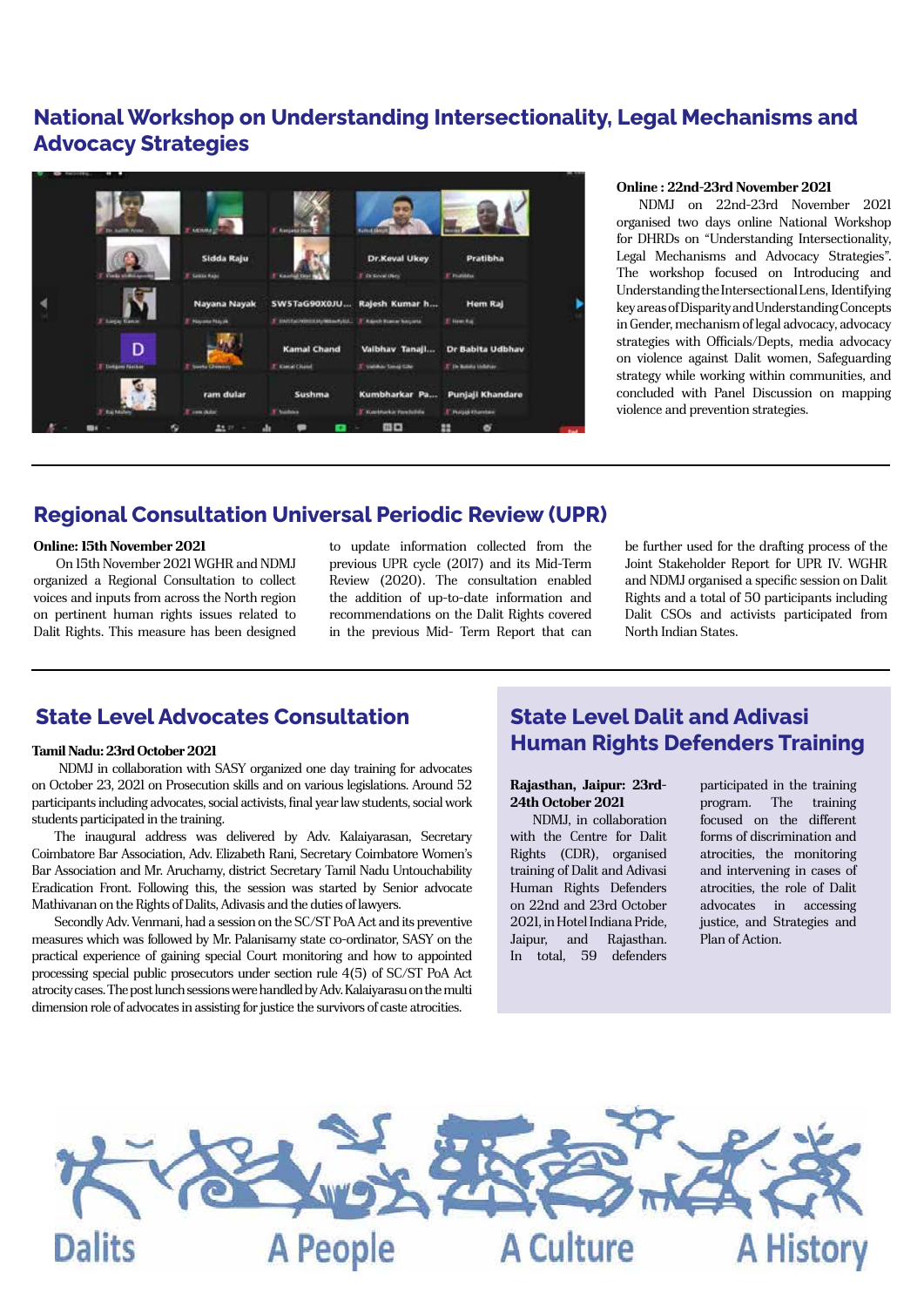## National Workshop on Understanding Intersectionality, Legal Mechanisms and Advocacy Strategies

**Online : 22nd-23rd November 2021**

NDMJ on 22nd-23rd November 2021 organised two days online National Workshop for DHRDs on "Understanding Intersectionality, Legal Mechanisms and Advocacy Strategies". The workshop focused on Introducing and Understanding the Intersectional Lens, Identifying key areas of Disparity and Understanding Concepts in Gender, mechanism of legal advocacy, advocacy strategies with Officials/Depts, media advocacy on violence against Dalit women, Safeguarding strategy while working within communities, and concluded with Panel Discussion on mapping violence and prevention strategies.

## Regional Consultation Universal Periodic Review (UPR)

**Online: 15th November 2021**

On 15th November 2021 WGHR and NDMJ organized a Regional Consultation to collect voices and inputs from across the North region on pertinent human rights issues related to Dalit Rights. This measure has been designed to update information collected from the previous UPR cycle (2017) and its Mid-Term Review (2020). The consultation enabled the addition of up-to-date information and recommendations on the Dalit Rights covered in the previous Mid- Term Report that can be further used for the drafting process of the Joint Stakeholder Report for UPR IV. WGHR and NDMJ organised a specific session on Dalit Rights and a total of 50 participants including Dalit CSOs and activists participated from North Indian States.

## State Level Advocates Consultation

**Tamil Nadu: 23rd October 2021**

NDMJ in collaboration with SASY organized one day training for advocates on October 23, 2021 on Prosecution skills and on various legislations. Around 52 participants including advocates, social activists, final year law students, social work students participated in the training.

The inaugural address was delivered by Adv. Kalaiyarasan, Secretary Coimbatore Bar Association, Adv. Elizabeth Rani, Secretary Coimbatore Women's Bar Association and Mr. Aruchamy, district Secretary Tamil Nadu Untouchability Eradication Front. Following this, the session was started by Senior advocate Mathivanan on the Rights of Dalits, Adivasis and the duties of lawyers.

Secondly Adv. Venmani, had a session on the SC/ST PoA Act and its preventive measures which was followed by Mr. Palanisamy state co-ordinator, SASY on the practical experience of gaining special Court monitoring and how to appointed processing special public prosecutors under section rule 4(5) of SC/ST PoA Act atrocity cases. The post lunch sessions were handled by Adv. Kalaiyarasu on the multi dimension role of advocates in assisting for justice the survivors of caste atrocities.

## State Level Dalit and Adivasi Human Rights Defenders Training

**Rajasthan, Jaipur: 23rd-24th October 2021**

NDMJ, in collaboration with the Centre for Dalit Rights (CDR), organised training of Dalit and Adivasi Human Rights Defenders on 22nd and 23rd October 2021, in Hotel Indiana Pride, Jaipur, and Rajasthan. In total, 59 defenders participated in the training program. The training focused on the different forms of discrimination and atrocities, the monitoring and intervening in cases of atrocities, the role of Dalit advocates in accessing justice, and Strategies and Plan of Action.

Dalits A People A Culture A History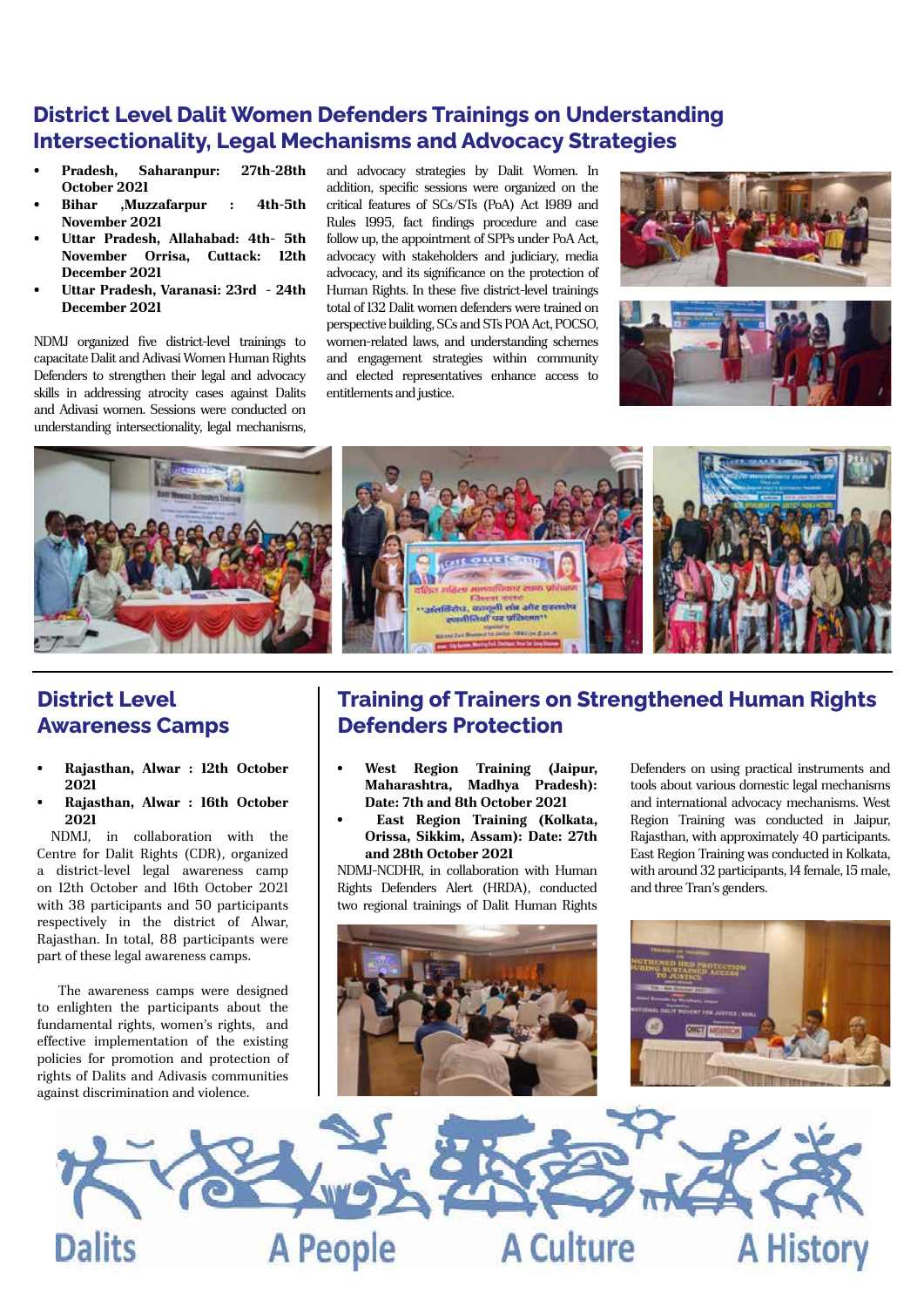## District Level Dalit Women Defenders Trainings on Understanding Intersectionality, Legal Mechanisms and Advocacy Strategies

- **Pradesh, Saharanpur: 27th-28th October 2021**
- **Bihar ,Muzzafarpur : 4th-5th November 2021**
- **Uttar Pradesh, Allahabad: 4th- 5th November Orrisa, Cuttack: 12th December 2021**
- **Uttar Pradesh, Varanasi: 23rd - 24th December 2021**

NDMJ organized five district-level trainings to capacitate Dalit and Adivasi Women Human Rights Defenders to strengthen their legal and advocacy skills in addressing atrocity cases against Dalits and Adivasi women. Sessions were conducted on understanding intersectionality, legal mechanisms, and advocacy strategies by Dalit Women. In addition, specific sessions were organized on the critical features of SCs/STs (PoA) Act 1989 and Rules 1995, fact findings procedure and case follow up, the appointment of SPPs under PoA Act, advocacy with stakeholders and judiciary, media advocacy, and its significance on the protection of Human Rights. In these five district-level trainings total of 132 Dalit women defenders were trained on perspective building, SCs and STs POA Act, POCSO, women-related laws, and understanding schemes and engagement strategies within community and elected representatives enhance access to entitlements and justice.

## District Level Awareness Camps

- **Rajasthan, Alwar : 12th October 2021**
- **Rajasthan, Alwar : 16th October 2021**

NDMJ, in collaboration with the Centre for Dalit Rights (CDR), organized a district-level legal awareness camp on 12th October and 16th October 2021 with 38 participants and 50 participants respectively in the district of Alwar, Rajasthan. In total, 88 participants were part of these legal awareness camps.

The awareness camps were designed to enlighten the participants about the fundamental rights, women's rights, and effective implementation of the existing policies for promotion and protection of rights of Dalits and Adivasis communities against discrimination and violence.

## Training of Trainers on Strengthened Human Rights Defenders Protection

- **West Region Training (Jaipur, Maharashtra, Madhya Pradesh): Date: 7th and 8th October 2021**
- **East Region Training (Kolkata, Orissa, Sikkim, Assam): Date: 27th and 28th October 2021**

NDMJ-NCDHR, in collaboration with Human Rights Defenders Alert (HRDA), conducted two regional trainings of Dalit Human Rights Defenders on using practical instruments and tools about various domestic legal mechanisms and international advocacy mechanisms. West Region Training was conducted in Jaipur, Rajasthan, with approximately 40 participants. East Region Training was conducted in Kolkata, with around 32 participants, 14 female, 15 male, and three Tran's genders.

Dalits A People A Culture A History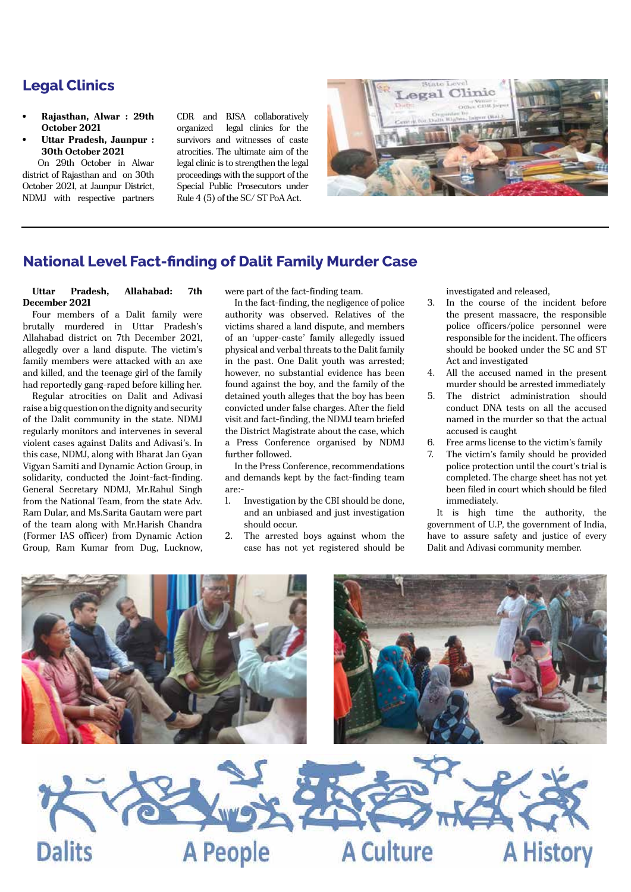## Legal Clinics

- **Rajasthan, Alwar : 29th October 2021**
- **Uttar Pradesh, Jaunpur : 30th October 2021**

On 29th October in Alwar district of Rajasthan and on 30th October 2021, at Jaunpur District, NDMJ with respective partners CDR and BJSA collaboratively organized legal clinics for the survivors and witnesses of caste atrocities. The ultimate aim of the legal clinic is to strengthen the legal proceedings with the support of the Special Public Prosecutors under Rule 4 (5) of the SC/ ST PoA Act.

## National Level Fact-finding of Dalit Family Murder Case

**Uttar Pradesh, Allahabad: 7th December 2021**

Four members of a Dalit family were brutally murdered in Uttar Pradesh's Allahabad district on 7th December 2021, allegedly over a land dispute. The victim's family members were attacked with an axe and killed, and the teenage girl of the family had reportedly gang-raped before killing her.

Regular atrocities on Dalit and Adivasi raise a big question on the dignity and security of the Dalit community in the state. NDMJ regularly monitors and intervenes in several violent cases against Dalits and Adivasi's. In this case, NDMJ, along with Bharat Jan Gyan Vigyan Samiti and Dynamic Action Group, in solidarity, conducted the Joint-fact-finding. General Secretary NDMJ, Mr.Rahul Singh from the National Team, from the state Adv. Ram Dular, and Ms.Sarita Gautam were part of the team along with Mr.Harish Chandra (Former IAS officer) from Dynamic Action Group, Ram Kumar from Dug, Lucknow, were part of the fact-finding team.

In the fact-finding, the negligence of police authority was observed. Relatives of the victims shared a land dispute, and members of an 'upper-caste' family allegedly issued physical and verbal threats to the Dalit family in the past. One Dalit youth was arrested; however, no substantial evidence has been found against the boy, and the family of the detained youth alleges that the boy has been convicted under false charges. After the field visit and fact-finding, the NDMJ team briefed the District Magistrate about the case, which a Press Conference organised by NDMJ further followed.

In the Press Conference, recommendations and demands kept by the fact-finding team are:-

1. Investigation by the CBI should be done, and an unbiased and just investigation should occur.
2. The arrested boys against whom the case has not yet registered should be investigated and released,
3. In the course of the incident before the present massacre, the responsible police officers/police personnel were responsible for the incident. The officers should be booked under the SC and ST Act and investigated
4. All the accused named in the present murder should be arrested immediately
5. The district administration should conduct DNA tests on all the accused named in the murder so that the actual accused is caught
6. Free arms license to the victim's family
7. The victim's family should be provided police protection until the court's trial is completed. The charge sheet has not yet been filed in court which should be filed immediately.

It is high time the authority, the government of U.P, the government of India, have to assure safety and justice of every Dalit and Adivasi community member.

Dalits A People A Culture A History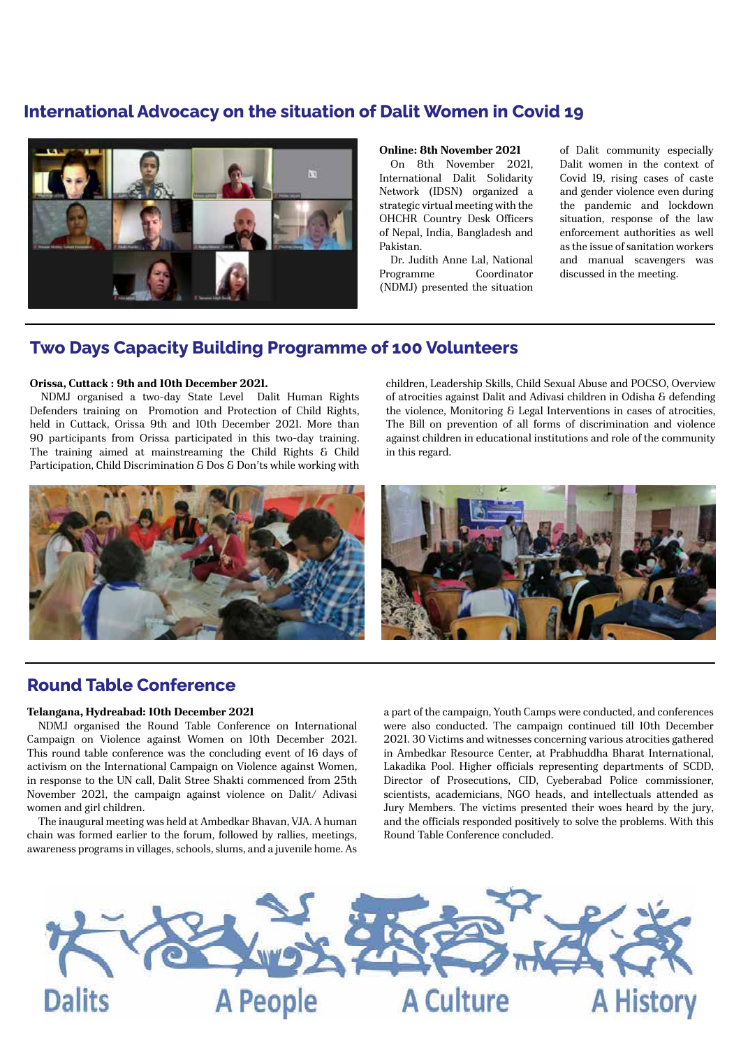## International Advocacy on the situation of Dalit Women in Covid 19

**Online: 8th November 2021**

On 8th November 2021, International Dalit Solidarity Network (IDSN) organized a strategic virtual meeting with the OHCHR Country Desk Officers of Nepal, India, Bangladesh and Pakistan.

Dr. Judith Anne Lal, National Programme Coordinator (NDMJ) presented the situation of Dalit community especially Dalit women in the context of Covid 19, rising cases of caste and gender violence even during the pandemic and lockdown situation, response of the law enforcement authorities as well as the issue of sanitation workers and manual scavengers was discussed in the meeting.

## Two Days Capacity Building Programme of 100 Volunteers

**Orissa, Cuttack : 9th and 10th December 2021.**

NDMJ organised a two-day State Level Dalit Human Rights Defenders training on Promotion and Protection of Child Rights, held in Cuttack, Orissa 9th and 10th December 2021. More than 90 participants from Orissa participated in this two-day training. The training aimed at mainstreaming the Child Rights & Child Participation, Child Discrimination & Dos & Don'ts while working with children, Leadership Skills, Child Sexual Abuse and POCSO, Overview of atrocities against Dalit and Adivasi children in Odisha & defending the violence, Monitoring & Legal Interventions in cases of atrocities, The Bill on prevention of all forms of discrimination and violence against children in educational institutions and role of the community in this regard.

## Round Table Conference

**Telangana, Hydreabad: 10th December 2021**

NDMJ organised the Round Table Conference on International Campaign on Violence against Women on 10th December 2021. This round table conference was the concluding event of 16 days of activism on the International Campaign on Violence against Women, in response to the UN call, Dalit Stree Shakti commenced from 25th November 2021, the campaign against violence on Dalit/ Adivasi women and girl children.

The inaugural meeting was held at Ambedkar Bhavan, VJA. A human chain was formed earlier to the forum, followed by rallies, meetings, awareness programs in villages, schools, slums, and a juvenile home. As a part of the campaign, Youth Camps were conducted, and conferences were also conducted. The campaign continued till 10th December 2021. 30 Victims and witnesses concerning various atrocities gathered in Ambedkar Resource Center, at Prabhuddha Bharat International, Lakadika Pool. Higher officials representing departments of SCDD, Director of Prosecutions, CID, Cyeberabad Police commissioner, scientists, academicians, NGO heads, and intellectuals attended as Jury Members. The victims presented their woes heard by the jury, and the officials responded positively to solve the problems. With this Round Table Conference concluded.

Dalits A People A Culture A History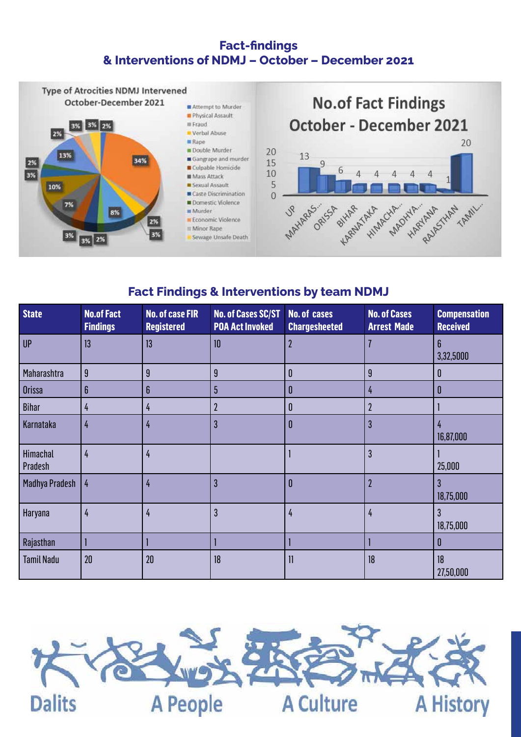## Fact-findings & Interventions of NDMJ – October – December 2021

Type of Atrocities NDMJ Intervened October-December 2021

- Attempt to Murder
- Physical Assault
- Fraud
- Verbal Abuse
- Rape
- Double Murder
- Gangrape and murder
- Culpable Homicide
- Mass Attack
- Sexual Assault
- Caste Discrimination
- Domestic Violence
- Murder
- Economic Violence
- Minor Rape
- Sewage Unsafe Death

No.of Fact Findings October - December 2021

| State | No. of Fact Findings |
|---|---|
| UP | 13 |
| MAHARAS... | 9 |
| ORISSA | 6 |
| BIHAR | 4 |
| KARNATAKA | 4 |
| HIMACHA... | 4 |
| MADHYA... | 4 |
| HARYANA | 4 |
| RAJASTHAN | 1 |
| TAMIL... | 20 |

### Fact Findings & Interventions by team NDMJ

| State | No.of Fact Findings | No. of case FIR Registered | No. of Cases SC/ST POA Act Invoked | No. of cases Chargesheeted | No. of Cases Arrest Made | Compensation Received |
|---|---|---|---|---|---|---|
| UP | 13 | 13 | 10 | 2 | 7 | 6<br>3,32,5000 |
| Maharashtra | 9 | 9 | 9 | 0 | 9 | 0 |
| Orissa | 6 | 6 | 5 | 0 | 4 | 0 |
| Bihar | 4 | 4 | 2 | 0 | 2 | 1 |
| Karnataka | 4 | 4 | 3 | 0 | 3 | 4<br>16,87,000 |
| Himachal Pradesh | 4 | 4 | | 1 | 3 | 1<br>25,000 |
| Madhya Pradesh | 4 | 4 | 3 | 0 | 2 | 3<br>18,75,000 |
| Haryana | 4 | 4 | 3 | 4 | 4 | 3<br>18,75,000 |
| Rajasthan | 1 | 1 | 1 | 1 | 1 | 0 |
| Tamil Nadu | 20 | 20 | 18 | 11 | 18 | 18<br>27,50,000 |

Dalits A People A Culture A History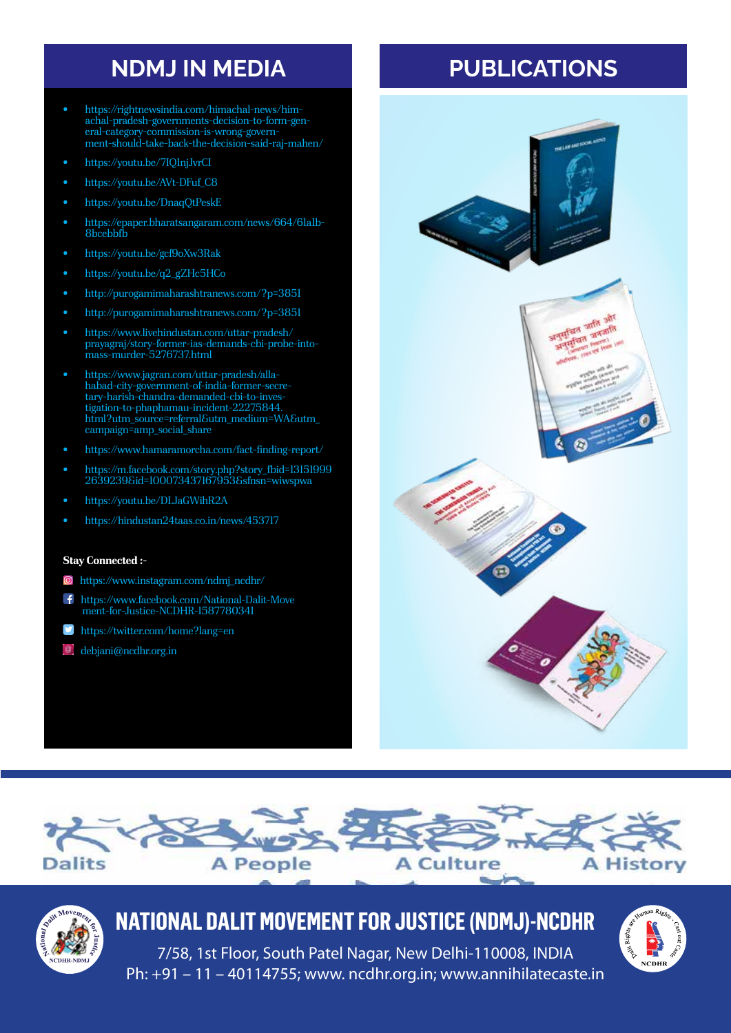## NDMJ IN MEDIA

- https://rightnewsindia.com/himachal-news/him-achal-pradesh-governments-decision-to-form-gen-eral-category-commission-is-wrong-govern-ment-should-take-back-the-decision-said-raj-mahen/
- https://youtu.be/7IQlnjJvrCI
- https://youtu.be/AVt-DFuf_C8
- https://youtu.be/DnaqQtPeskE
- https://epaper.bharatsangaram.com/news/664/61alb-8bcebbfb
- https://youtu.be/gcf9oXw3Rak
- https://youtu.be/q2_gZHc5HCo
- http://purogamimaharashtranews.com/?p=3851
- http://purogamimaharashtranews.com/?p=3851
- https://www.livehindustan.com/uttar-pradesh/prayagraj/story-former-ias-demands-cbi-probe-into-mass-murder-5276737.html
- https://www.jagran.com/uttar-pradesh/alla-habad-city-government-of-india-former-secre-tary-harish-chandra-demanded-cbi-to-inves-tigation-to-phaphamau-incident-22275844.html?utm_source=referral&utm_medium=WA&utm_campaign=amp_social_share
- https://www.hamaramorcha.com/fact-finding-report/
- https://m.facebook.com/story.php?story_fbid=131519992639239&id=100073437167953&sfnsn=wiwspwa
- https://youtu.be/DLJaGWihR2A
- https://hindustan24taas.co.in/news/453717

**Stay Connected :-**

- https://www.instagram.com/ndmj_ncdhr/
- https://www.facebook.com/National-Dalit-Movement-for-Justice-NCDHR-1587780341
- https://twitter.com/home?lang=en
- debjani@ncdhr.org.in

## PUBLICATIONS

Dalits A People A Culture A History

# NATIONAL DALIT MOVEMENT FOR JUSTICE (NDMJ)-NCDHR

7/58, 1st Floor, South Patel Nagar, New Delhi-110008, INDIA
Ph: +91 – 11 – 40114755; www. ncdhr.org.in; www.annihilatecaste.in